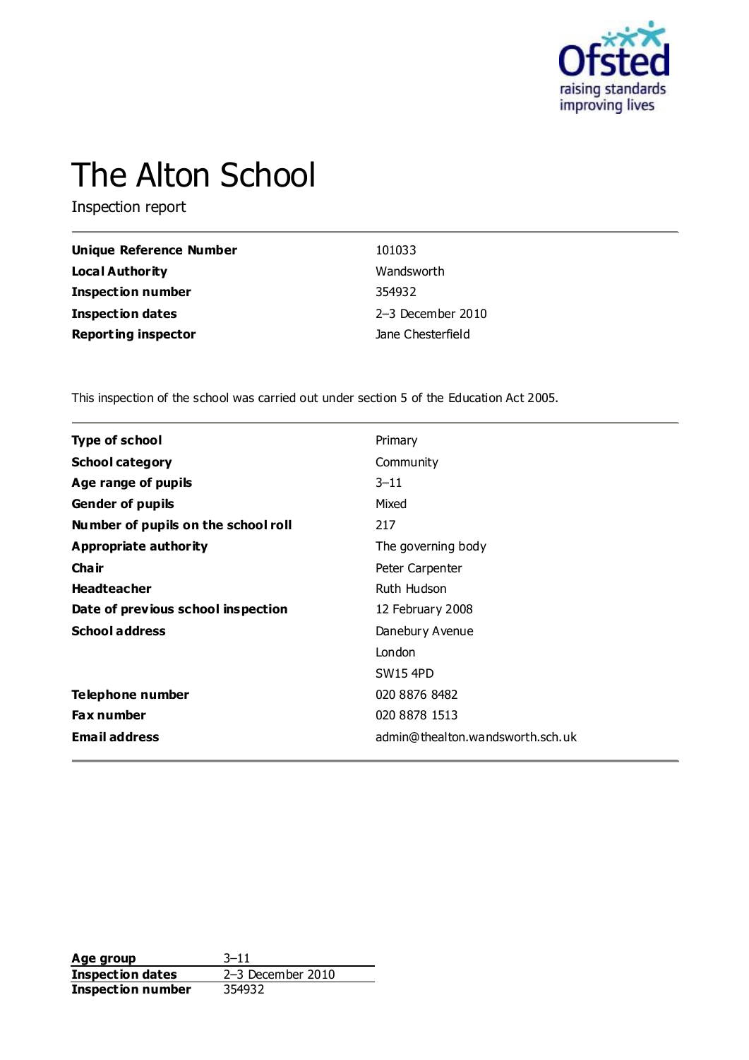# The Alton School

Inspection report

| | |
|---|---|
| **Unique Reference Number** | 101033 |
| **Local Authority** | Wandsworth |
| **Inspection number** | 354932 |
| **Inspection dates** | 2–3 December 2010 |
| **Reporting inspector** | Jane Chesterfield |

This inspection of the school was carried out under section 5 of the Education Act 2005.

| | |
|---|---|
| **Type of school** | Primary |
| **School category** | Community |
| **Age range of pupils** | 3–11 |
| **Gender of pupils** | Mixed |
| **Number of pupils on the school roll** | 217 |
| **Appropriate authority** | The governing body |
| **Chair** | Peter Carpenter |
| **Headteacher** | Ruth Hudson |
| **Date of previous school inspection** | 12 February 2008 |
| **School address** | Danebury Avenue<br>London<br>SW15 4PD |
| **Telephone number** | 020 8876 8482 |
| **Fax number** | 020 8878 1513 |
| **Email address** | admin@thealton.wandsworth.sch.uk |

| | |
|---|---|
| **Age group** | 3–11 |
| **Inspection dates** | 2–3 December 2010 |
| **Inspection number** | 354932 |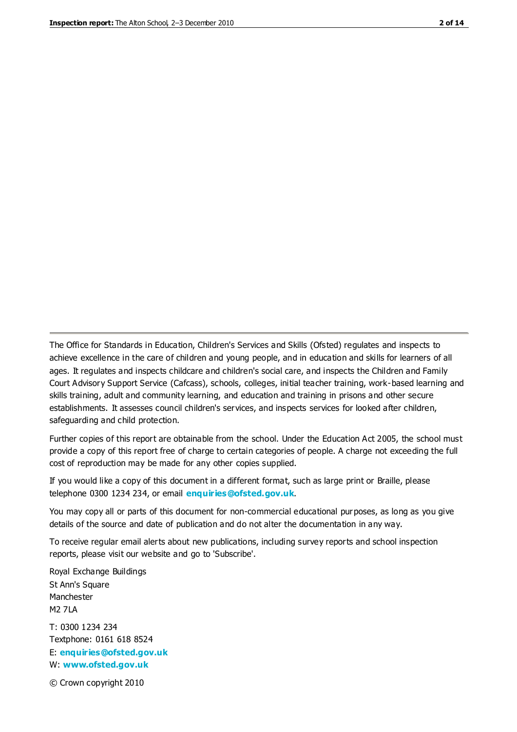The Office for Standards in Education, Children's Services and Skills (Ofsted) regulates and inspects to achieve excellence in the care of children and young people, and in education and skills for learners of all ages. It regulates and inspects childcare and children's social care, and inspects the Children and Family Court Advisory Support Service (Cafcass), schools, colleges, initial teacher training, work-based learning and skills training, adult and community learning, and education and training in prisons and other secure establishments. It assesses council children's services, and inspects services for looked after children, safeguarding and child protection.

Further copies of this report are obtainable from the school. Under the Education Act 2005, the school must provide a copy of this report free of charge to certain categories of people. A charge not exceeding the full cost of reproduction may be made for any other copies supplied.

If you would like a copy of this document in a different format, such as large print or Braille, please telephone 0300 1234 234, or email **enquiries@ofsted.gov.uk**.

You may copy all or parts of this document for non-commercial educational purposes, as long as you give details of the source and date of publication and do not alter the documentation in any way.

To receive regular email alerts about new publications, including survey reports and school inspection reports, please visit our website and go to 'Subscribe'.

Royal Exchange Buildings  
St Ann's Square  
Manchester  
M2 7LA

T: 0300 1234 234  
Textphone: 0161 618 8524  
E: **enquiries@ofsted.gov.uk**  
W: **www.ofsted.gov.uk**

© Crown copyright 2010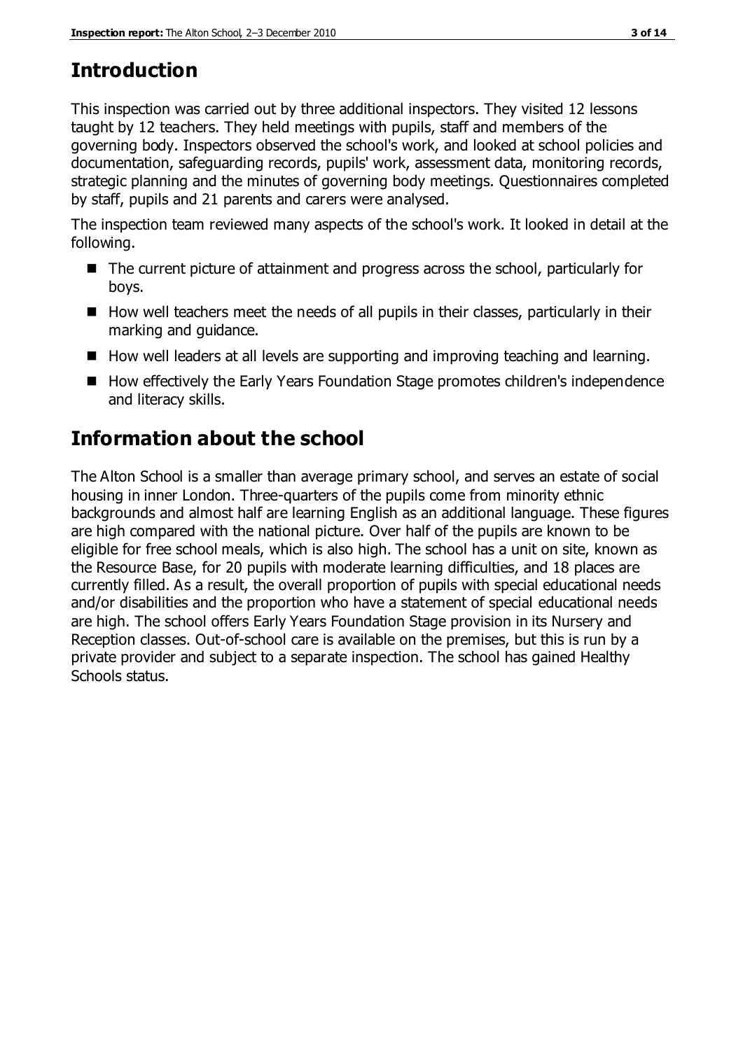## Introduction

This inspection was carried out by three additional inspectors. They visited 12 lessons taught by 12 teachers. They held meetings with pupils, staff and members of the governing body. Inspectors observed the school's work, and looked at school policies and documentation, safeguarding records, pupils' work, assessment data, monitoring records, strategic planning and the minutes of governing body meetings. Questionnaires completed by staff, pupils and 21 parents and carers were analysed.

The inspection team reviewed many aspects of the school's work. It looked in detail at the following.

- The current picture of attainment and progress across the school, particularly for boys.
- How well teachers meet the needs of all pupils in their classes, particularly in their marking and guidance.
- How well leaders at all levels are supporting and improving teaching and learning.
- How effectively the Early Years Foundation Stage promotes children's independence and literacy skills.

## Information about the school

The Alton School is a smaller than average primary school, and serves an estate of social housing in inner London. Three-quarters of the pupils come from minority ethnic backgrounds and almost half are learning English as an additional language. These figures are high compared with the national picture. Over half of the pupils are known to be eligible for free school meals, which is also high. The school has a unit on site, known as the Resource Base, for 20 pupils with moderate learning difficulties, and 18 places are currently filled. As a result, the overall proportion of pupils with special educational needs and/or disabilities and the proportion who have a statement of special educational needs are high. The school offers Early Years Foundation Stage provision in its Nursery and Reception classes. Out-of-school care is available on the premises, but this is run by a private provider and subject to a separate inspection. The school has gained Healthy Schools status.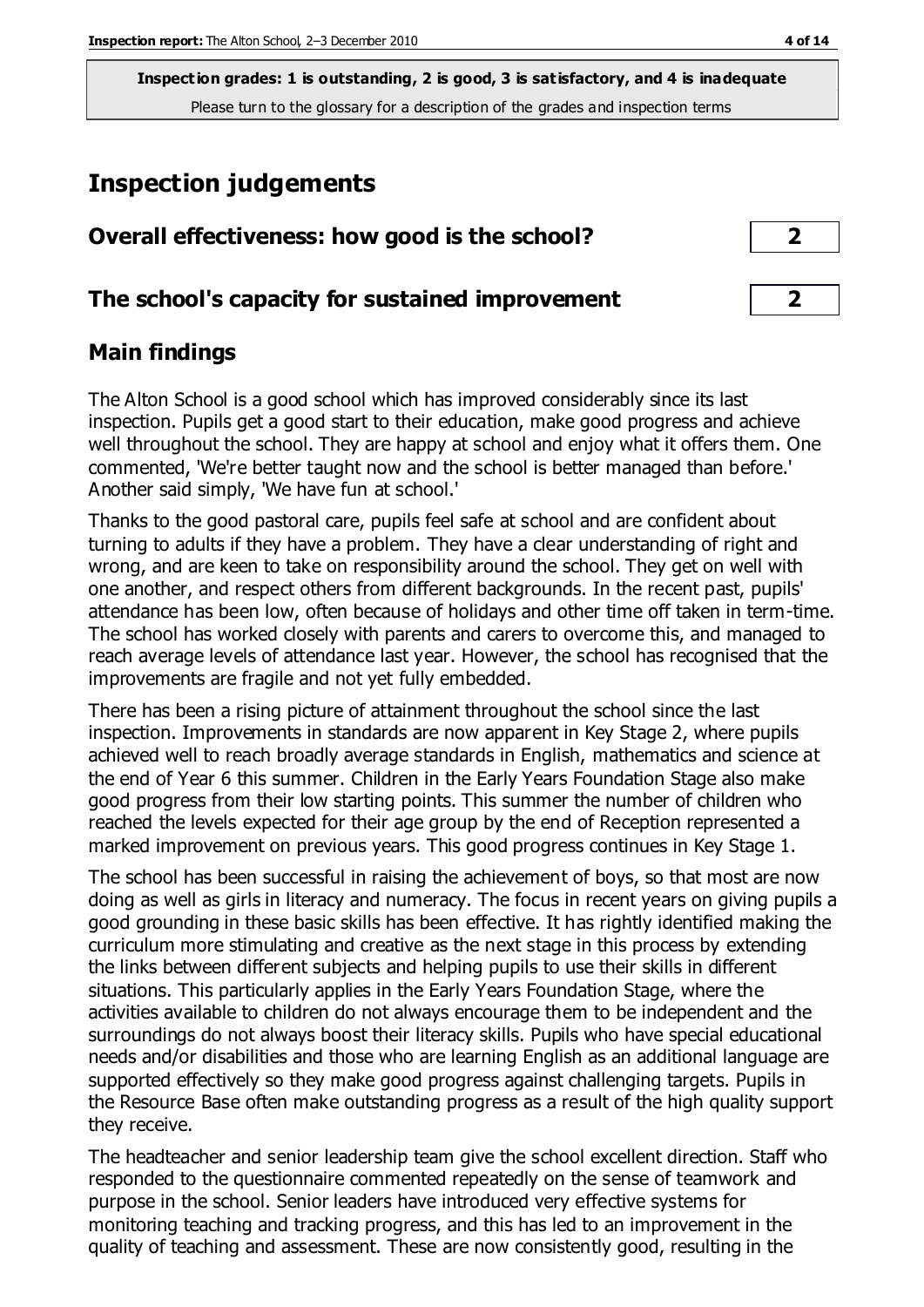**Inspection grades: 1 is outstanding, 2 is good, 3 is satisfactory, and 4 is inadequate**
Please turn to the glossary for a description of the grades and inspection terms

# Inspection judgements

## Overall effectiveness: how good is the school? **2**

## The school's capacity for sustained improvement **2**

## Main findings

The Alton School is a good school which has improved considerably since its last inspection. Pupils get a good start to their education, make good progress and achieve well throughout the school. They are happy at school and enjoy what it offers them. One commented, 'We're better taught now and the school is better managed than before.' Another said simply, 'We have fun at school.'

Thanks to the good pastoral care, pupils feel safe at school and are confident about turning to adults if they have a problem. They have a clear understanding of right and wrong, and are keen to take on responsibility around the school. They get on well with one another, and respect others from different backgrounds. In the recent past, pupils' attendance has been low, often because of holidays and other time off taken in term-time. The school has worked closely with parents and carers to overcome this, and managed to reach average levels of attendance last year. However, the school has recognised that the improvements are fragile and not yet fully embedded.

There has been a rising picture of attainment throughout the school since the last inspection. Improvements in standards are now apparent in Key Stage 2, where pupils achieved well to reach broadly average standards in English, mathematics and science at the end of Year 6 this summer. Children in the Early Years Foundation Stage also make good progress from their low starting points. This summer the number of children who reached the levels expected for their age group by the end of Reception represented a marked improvement on previous years. This good progress continues in Key Stage 1.

The school has been successful in raising the achievement of boys, so that most are now doing as well as girls in literacy and numeracy. The focus in recent years on giving pupils a good grounding in these basic skills has been effective. It has rightly identified making the curriculum more stimulating and creative as the next stage in this process by extending the links between different subjects and helping pupils to use their skills in different situations. This particularly applies in the Early Years Foundation Stage, where the activities available to children do not always encourage them to be independent and the surroundings do not always boost their literacy skills. Pupils who have special educational needs and/or disabilities and those who are learning English as an additional language are supported effectively so they make good progress against challenging targets. Pupils in the Resource Base often make outstanding progress as a result of the high quality support they receive.

The headteacher and senior leadership team give the school excellent direction. Staff who responded to the questionnaire commented repeatedly on the sense of teamwork and purpose in the school. Senior leaders have introduced very effective systems for monitoring teaching and tracking progress, and this has led to an improvement in the quality of teaching and assessment. These are now consistently good, resulting in the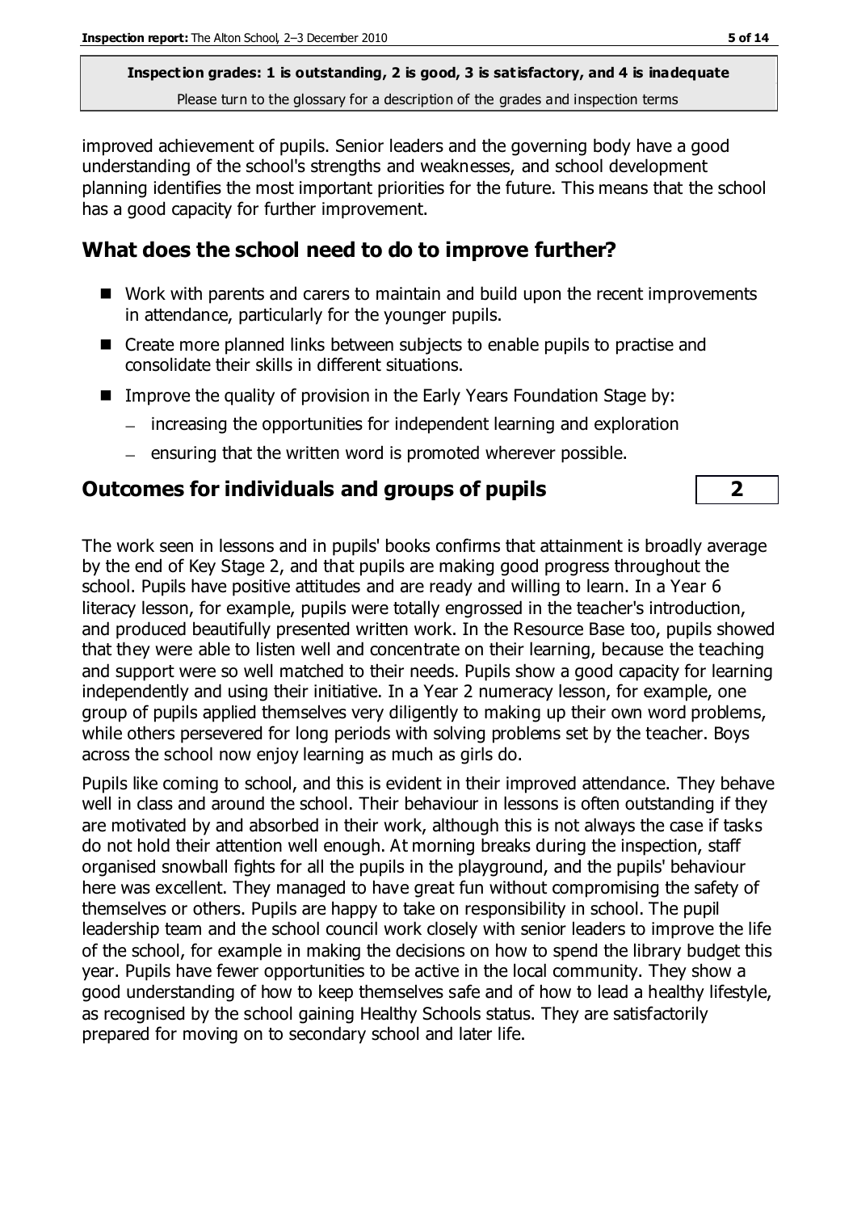improved achievement of pupils. Senior leaders and the governing body have a good understanding of the school's strengths and weaknesses, and school development planning identifies the most important priorities for the future. This means that the school has a good capacity for further improvement.

## What does the school need to do to improve further?

- Work with parents and carers to maintain and build upon the recent improvements in attendance, particularly for the younger pupils.
- Create more planned links between subjects to enable pupils to practise and consolidate their skills in different situations.
- Improve the quality of provision in the Early Years Foundation Stage by:
  - increasing the opportunities for independent learning and exploration
  - ensuring that the written word is promoted wherever possible.

## Outcomes for individuals and groups of pupils — 2

The work seen in lessons and in pupils' books confirms that attainment is broadly average by the end of Key Stage 2, and that pupils are making good progress throughout the school. Pupils have positive attitudes and are ready and willing to learn. In a Year 6 literacy lesson, for example, pupils were totally engrossed in the teacher's introduction, and produced beautifully presented written work. In the Resource Base too, pupils showed that they were able to listen well and concentrate on their learning, because the teaching and support were so well matched to their needs. Pupils show a good capacity for learning independently and using their initiative. In a Year 2 numeracy lesson, for example, one group of pupils applied themselves very diligently to making up their own word problems, while others persevered for long periods with solving problems set by the teacher. Boys across the school now enjoy learning as much as girls do.

Pupils like coming to school, and this is evident in their improved attendance. They behave well in class and around the school. Their behaviour in lessons is often outstanding if they are motivated by and absorbed in their work, although this is not always the case if tasks do not hold their attention well enough. At morning breaks during the inspection, staff organised snowball fights for all the pupils in the playground, and the pupils' behaviour here was excellent. They managed to have great fun without compromising the safety of themselves or others. Pupils are happy to take on responsibility in school. The pupil leadership team and the school council work closely with senior leaders to improve the life of the school, for example in making the decisions on how to spend the library budget this year. Pupils have fewer opportunities to be active in the local community. They show a good understanding of how to keep themselves safe and of how to lead a healthy lifestyle, as recognised by the school gaining Healthy Schools status. They are satisfactorily prepared for moving on to secondary school and later life.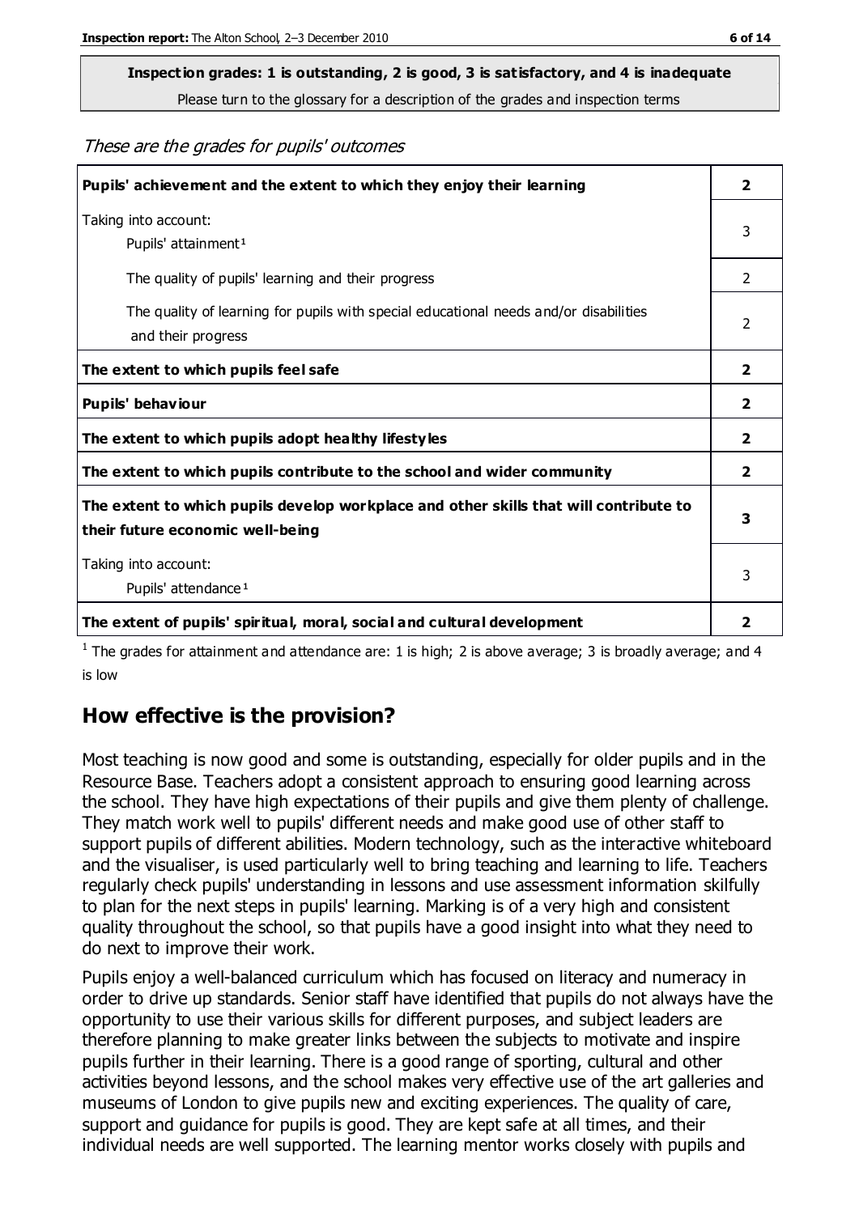**Inspection grades: 1 is outstanding, 2 is good, 3 is satisfactory, and 4 is inadequate**
Please turn to the glossary for a description of the grades and inspection terms

*These are the grades for pupils' outcomes*

| | |
|---|---|
| **Pupils' achievement and the extent to which they enjoy their learning** | **2** |
| Taking into account: Pupils' attainment[1] | 3 |
| The quality of pupils' learning and their progress | 2 |
| The quality of learning for pupils with special educational needs and/or disabilities and their progress | 2 |
| **The extent to which pupils feel safe** | **2** |
| **Pupils' behaviour** | **2** |
| **The extent to which pupils adopt healthy lifestyles** | **2** |
| **The extent to which pupils contribute to the school and wider community** | **2** |
| **The extent to which pupils develop workplace and other skills that will contribute to their future economic well-being** | **3** |
| Taking into account: Pupils' attendance[1] | 3 |
| **The extent of pupils' spiritual, moral, social and cultural development** | **2** |

[1] The grades for attainment and attendance are: 1 is high; 2 is above average; 3 is broadly average; and 4 is low

## How effective is the provision?

Most teaching is now good and some is outstanding, especially for older pupils and in the Resource Base. Teachers adopt a consistent approach to ensuring good learning across the school. They have high expectations of their pupils and give them plenty of challenge. They match work well to pupils' different needs and make good use of other staff to support pupils of different abilities. Modern technology, such as the interactive whiteboard and the visualiser, is used particularly well to bring teaching and learning to life. Teachers regularly check pupils' understanding in lessons and use assessment information skilfully to plan for the next steps in pupils' learning. Marking is of a very high and consistent quality throughout the school, so that pupils have a good insight into what they need to do next to improve their work.

Pupils enjoy a well-balanced curriculum which has focused on literacy and numeracy in order to drive up standards. Senior staff have identified that pupils do not always have the opportunity to use their various skills for different purposes, and subject leaders are therefore planning to make greater links between the subjects to motivate and inspire pupils further in their learning. There is a good range of sporting, cultural and other activities beyond lessons, and the school makes very effective use of the art galleries and museums of London to give pupils new and exciting experiences. The quality of care, support and guidance for pupils is good. They are kept safe at all times, and their individual needs are well supported. The learning mentor works closely with pupils and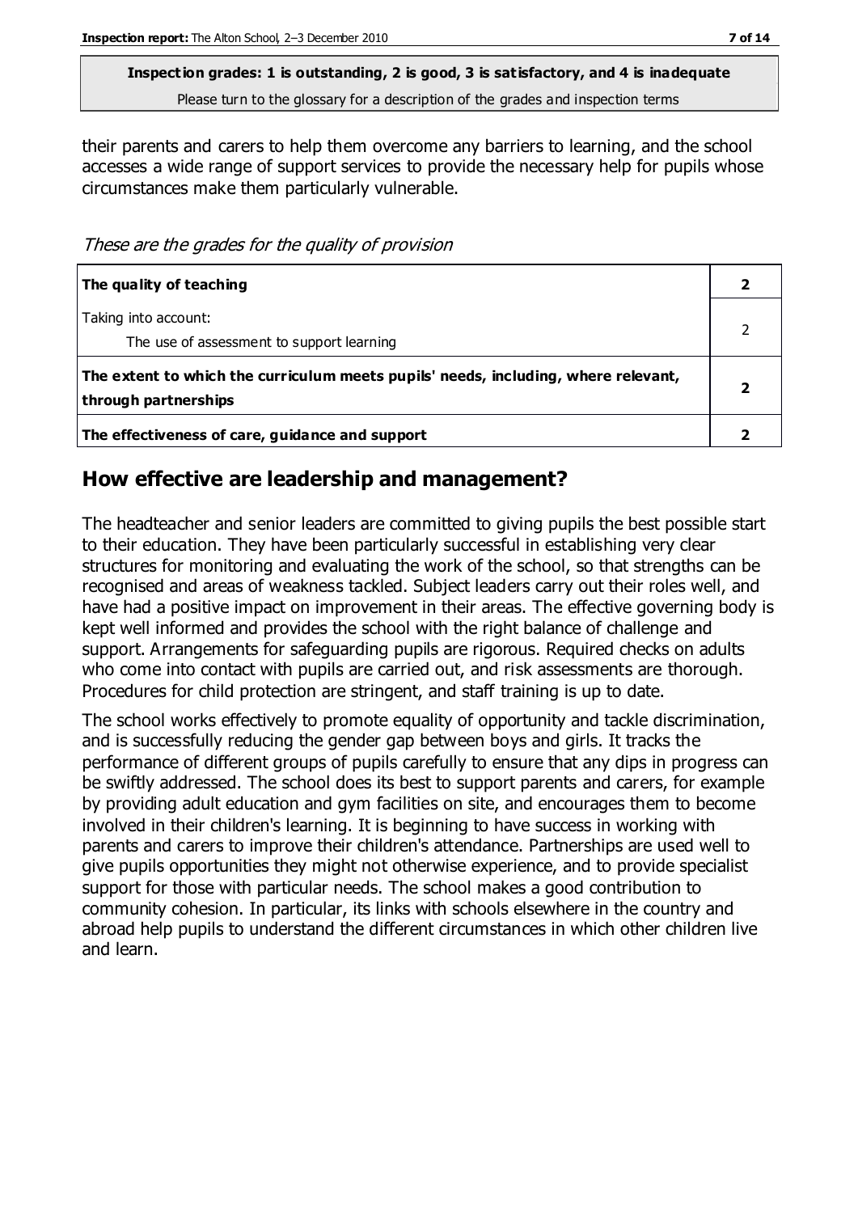**Inspection grades: 1 is outstanding, 2 is good, 3 is satisfactory, and 4 is inadequate**
Please turn to the glossary for a description of the grades and inspection terms

their parents and carers to help them overcome any barriers to learning, and the school accesses a wide range of support services to provide the necessary help for pupils whose circumstances make them particularly vulnerable.

*These are the grades for the quality of provision*

| | |
|---|---|
| **The quality of teaching** | **2** |
| Taking into account:<br>The use of assessment to support learning | 2 |
| **The extent to which the curriculum meets pupils' needs, including, where relevant, through partnerships** | **2** |
| **The effectiveness of care, guidance and support** | **2** |

## How effective are leadership and management?

The headteacher and senior leaders are committed to giving pupils the best possible start to their education. They have been particularly successful in establishing very clear structures for monitoring and evaluating the work of the school, so that strengths can be recognised and areas of weakness tackled. Subject leaders carry out their roles well, and have had a positive impact on improvement in their areas. The effective governing body is kept well informed and provides the school with the right balance of challenge and support. Arrangements for safeguarding pupils are rigorous. Required checks on adults who come into contact with pupils are carried out, and risk assessments are thorough. Procedures for child protection are stringent, and staff training is up to date.

The school works effectively to promote equality of opportunity and tackle discrimination, and is successfully reducing the gender gap between boys and girls. It tracks the performance of different groups of pupils carefully to ensure that any dips in progress can be swiftly addressed. The school does its best to support parents and carers, for example by providing adult education and gym facilities on site, and encourages them to become involved in their children's learning. It is beginning to have success in working with parents and carers to improve their children's attendance. Partnerships are used well to give pupils opportunities they might not otherwise experience, and to provide specialist support for those with particular needs. The school makes a good contribution to community cohesion. In particular, its links with schools elsewhere in the country and abroad help pupils to understand the different circumstances in which other children live and learn.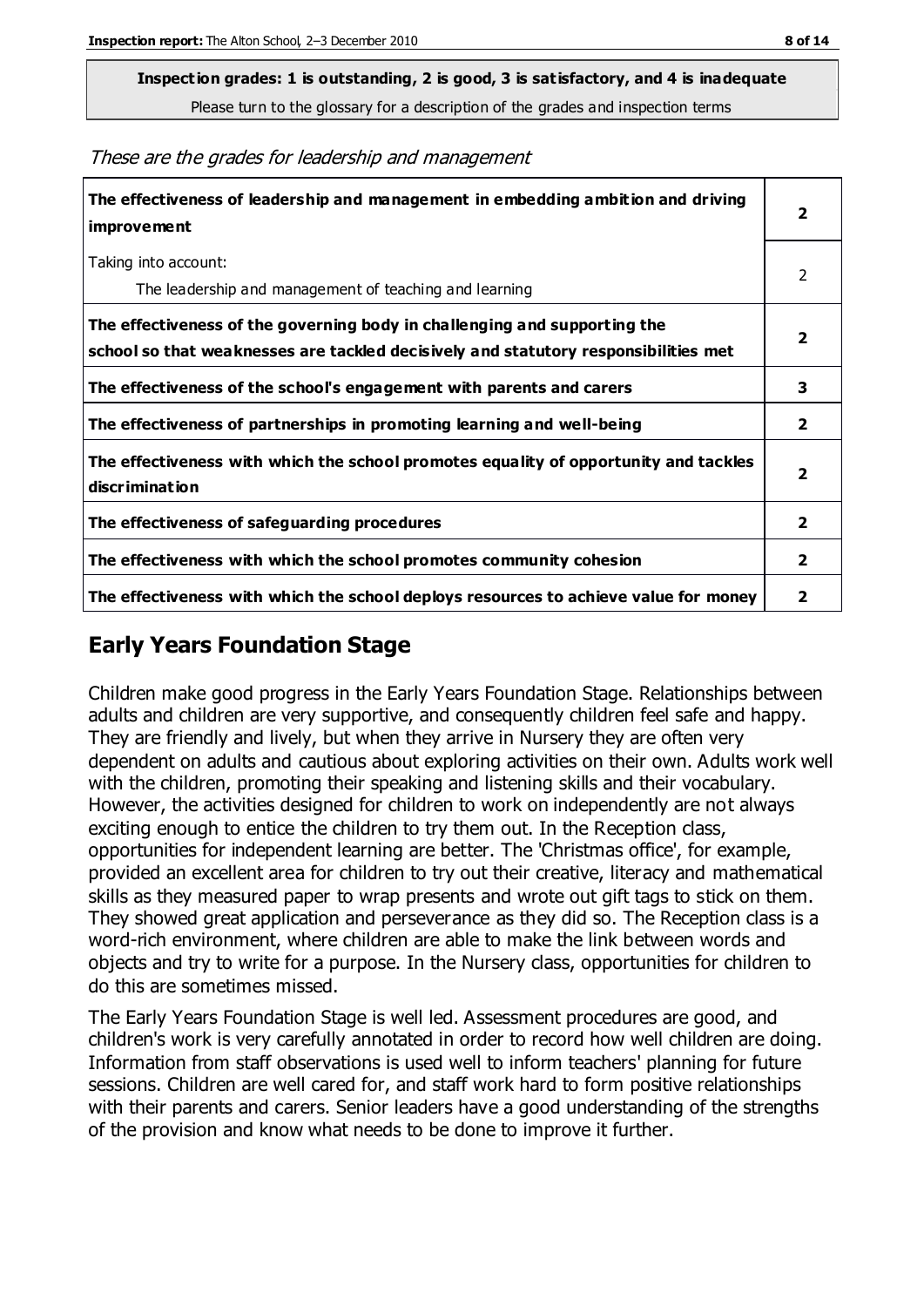**Inspection grades: 1 is outstanding, 2 is good, 3 is satisfactory, and 4 is inadequate**
Please turn to the glossary for a description of the grades and inspection terms

*These are the grades for leadership and management*

| | |
|---|---|
| **The effectiveness of leadership and management in embedding ambition and driving improvement** | **2** |
| Taking into account: The leadership and management of teaching and learning | 2 |
| **The effectiveness of the governing body in challenging and supporting the school so that weaknesses are tackled decisively and statutory responsibilities met** | **2** |
| **The effectiveness of the school's engagement with parents and carers** | **3** |
| **The effectiveness of partnerships in promoting learning and well-being** | **2** |
| **The effectiveness with which the school promotes equality of opportunity and tackles discrimination** | **2** |
| **The effectiveness of safeguarding procedures** | **2** |
| **The effectiveness with which the school promotes community cohesion** | **2** |
| **The effectiveness with which the school deploys resources to achieve value for money** | **2** |

## Early Years Foundation Stage

Children make good progress in the Early Years Foundation Stage. Relationships between adults and children are very supportive, and consequently children feel safe and happy. They are friendly and lively, but when they arrive in Nursery they are often very dependent on adults and cautious about exploring activities on their own. Adults work well with the children, promoting their speaking and listening skills and their vocabulary. However, the activities designed for children to work on independently are not always exciting enough to entice the children to try them out. In the Reception class, opportunities for independent learning are better. The 'Christmas office', for example, provided an excellent area for children to try out their creative, literacy and mathematical skills as they measured paper to wrap presents and wrote out gift tags to stick on them. They showed great application and perseverance as they did so. The Reception class is a word-rich environment, where children are able to make the link between words and objects and try to write for a purpose. In the Nursery class, opportunities for children to do this are sometimes missed.

The Early Years Foundation Stage is well led. Assessment procedures are good, and children's work is very carefully annotated in order to record how well children are doing. Information from staff observations is used well to inform teachers' planning for future sessions. Children are well cared for, and staff work hard to form positive relationships with their parents and carers. Senior leaders have a good understanding of the strengths of the provision and know what needs to be done to improve it further.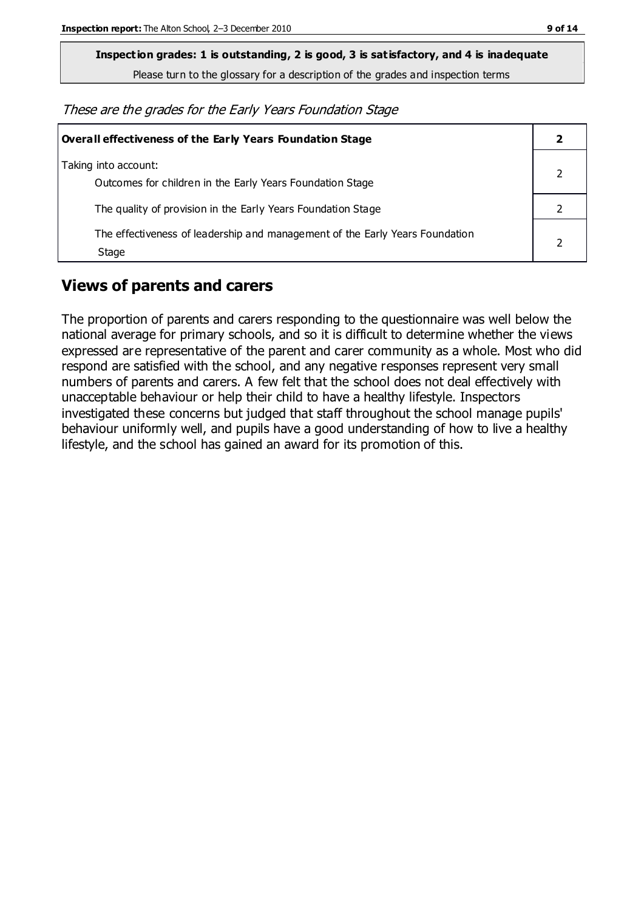**Inspection grades: 1 is outstanding, 2 is good, 3 is satisfactory, and 4 is inadequate**

Please turn to the glossary for a description of the grades and inspection terms

*These are the grades for the Early Years Foundation Stage*

| **Overall effectiveness of the Early Years Foundation Stage** | **2** |
|---|---|
| Taking into account:<br>Outcomes for children in the Early Years Foundation Stage | 2 |
| The quality of provision in the Early Years Foundation Stage | 2 |
| The effectiveness of leadership and management of the Early Years Foundation Stage | 2 |

## Views of parents and carers

The proportion of parents and carers responding to the questionnaire was well below the national average for primary schools, and so it is difficult to determine whether the views expressed are representative of the parent and carer community as a whole. Most who did respond are satisfied with the school, and any negative responses represent very small numbers of parents and carers. A few felt that the school does not deal effectively with unacceptable behaviour or help their child to have a healthy lifestyle. Inspectors investigated these concerns but judged that staff throughout the school manage pupils' behaviour uniformly well, and pupils have a good understanding of how to live a healthy lifestyle, and the school has gained an award for its promotion of this.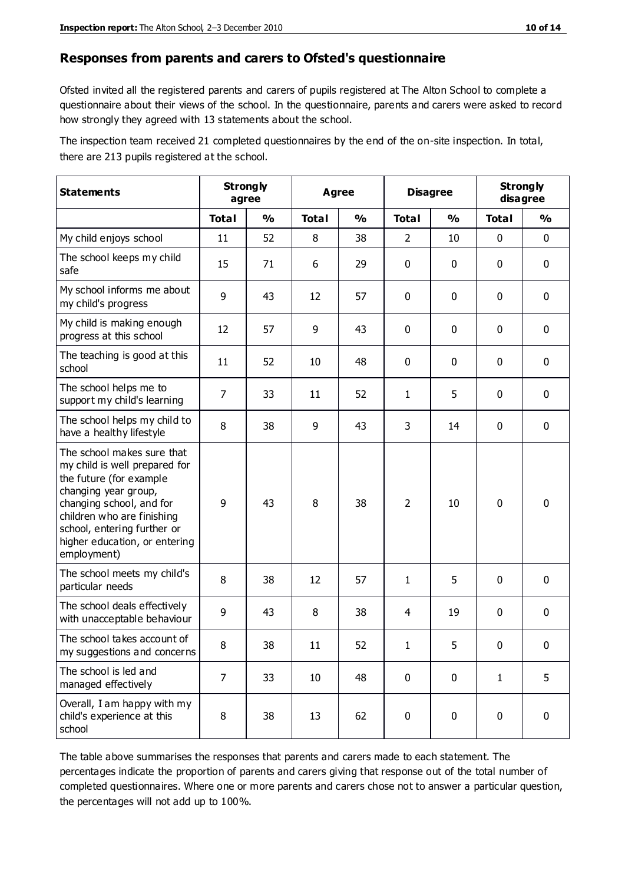## Responses from parents and carers to Ofsted's questionnaire

Ofsted invited all the registered parents and carers of pupils registered at The Alton School to complete a questionnaire about their views of the school. In the questionnaire, parents and carers were asked to record how strongly they agreed with 13 statements about the school.

The inspection team received 21 completed questionnaires by the end of the on-site inspection. In total, there are 213 pupils registered at the school.

| Statements | Strongly agree | | Agree | | Disagree | | Strongly disagree | |
|---|---|---|---|---|---|---|---|---|
| | Total | % | Total | % | Total | % | Total | % |
| My child enjoys school | 11 | 52 | 8 | 38 | 2 | 10 | 0 | 0 |
| The school keeps my child safe | 15 | 71 | 6 | 29 | 0 | 0 | 0 | 0 |
| My school informs me about my child's progress | 9 | 43 | 12 | 57 | 0 | 0 | 0 | 0 |
| My child is making enough progress at this school | 12 | 57 | 9 | 43 | 0 | 0 | 0 | 0 |
| The teaching is good at this school | 11 | 52 | 10 | 48 | 0 | 0 | 0 | 0 |
| The school helps me to support my child's learning | 7 | 33 | 11 | 52 | 1 | 5 | 0 | 0 |
| The school helps my child to have a healthy lifestyle | 8 | 38 | 9 | 43 | 3 | 14 | 0 | 0 |
| The school makes sure that my child is well prepared for the future (for example changing year group, changing school, and for children who are finishing school, entering further or higher education, or entering employment) | 9 | 43 | 8 | 38 | 2 | 10 | 0 | 0 |
| The school meets my child's particular needs | 8 | 38 | 12 | 57 | 1 | 5 | 0 | 0 |
| The school deals effectively with unacceptable behaviour | 9 | 43 | 8 | 38 | 4 | 19 | 0 | 0 |
| The school takes account of my suggestions and concerns | 8 | 38 | 11 | 52 | 1 | 5 | 0 | 0 |
| The school is led and managed effectively | 7 | 33 | 10 | 48 | 0 | 0 | 1 | 5 |
| Overall, I am happy with my child's experience at this school | 8 | 38 | 13 | 62 | 0 | 0 | 0 | 0 |

The table above summarises the responses that parents and carers made to each statement. The percentages indicate the proportion of parents and carers giving that response out of the total number of completed questionnaires. Where one or more parents and carers chose not to answer a particular question, the percentages will not add up to 100%.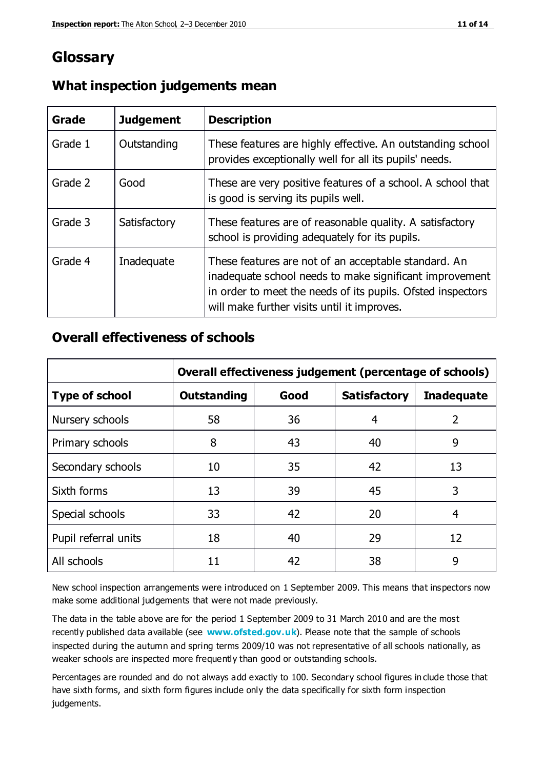# Glossary

## What inspection judgements mean

| Grade | Judgement | Description |
| --- | --- | --- |
| Grade 1 | Outstanding | These features are highly effective. An outstanding school provides exceptionally well for all its pupils' needs. |
| Grade 2 | Good | These are very positive features of a school. A school that is good is serving its pupils well. |
| Grade 3 | Satisfactory | These features are of reasonable quality. A satisfactory school is providing adequately for its pupils. |
| Grade 4 | Inadequate | These features are not of an acceptable standard. An inadequate school needs to make significant improvement in order to meet the needs of its pupils. Ofsted inspectors will make further visits until it improves. |

## Overall effectiveness of schools

| | Overall effectiveness judgement (percentage of schools) | | | |
| --- | --- | --- | --- | --- |
| **Type of school** | **Outstanding** | **Good** | **Satisfactory** | **Inadequate** |
| Nursery schools | 58 | 36 | 4 | 2 |
| Primary schools | 8 | 43 | 40 | 9 |
| Secondary schools | 10 | 35 | 42 | 13 |
| Sixth forms | 13 | 39 | 45 | 3 |
| Special schools | 33 | 42 | 20 | 4 |
| Pupil referral units | 18 | 40 | 29 | 12 |
| All schools | 11 | 42 | 38 | 9 |

New school inspection arrangements were introduced on 1 September 2009. This means that inspectors now make some additional judgements that were not made previously.

The data in the table above are for the period 1 September 2009 to 31 March 2010 and are the most recently published data available (see **www.ofsted.gov.uk**). Please note that the sample of schools inspected during the autumn and spring terms 2009/10 was not representative of all schools nationally, as weaker schools are inspected more frequently than good or outstanding schools.

Percentages are rounded and do not always add exactly to 100. Secondary school figures include those that have sixth forms, and sixth form figures include only the data specifically for sixth form inspection judgements.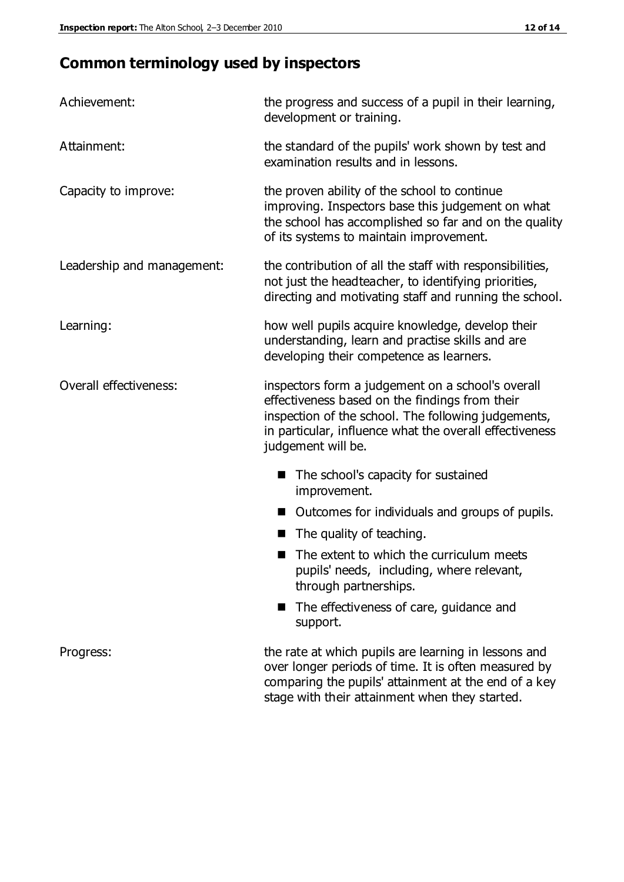## Common terminology used by inspectors

| | |
|---|---|
| Achievement: | the progress and success of a pupil in their learning, development or training. |
| Attainment: | the standard of the pupils' work shown by test and examination results and in lessons. |
| Capacity to improve: | the proven ability of the school to continue improving. Inspectors base this judgement on what the school has accomplished so far and on the quality of its systems to maintain improvement. |
| Leadership and management: | the contribution of all the staff with responsibilities, not just the headteacher, to identifying priorities, directing and motivating staff and running the school. |
| Learning: | how well pupils acquire knowledge, develop their understanding, learn and practise skills and are developing their competence as learners. |
| Overall effectiveness: | inspectors form a judgement on a school's overall effectiveness based on the findings from their inspection of the school. The following judgements, in particular, influence what the overall effectiveness judgement will be. |

- The school's capacity for sustained improvement.
- Outcomes for individuals and groups of pupils.
- The quality of teaching.
- The extent to which the curriculum meets pupils' needs, including, where relevant, through partnerships.
- The effectiveness of care, guidance and support.

| | |
|---|---|
| Progress: | the rate at which pupils are learning in lessons and over longer periods of time. It is often measured by comparing the pupils' attainment at the end of a key stage with their attainment when they started. |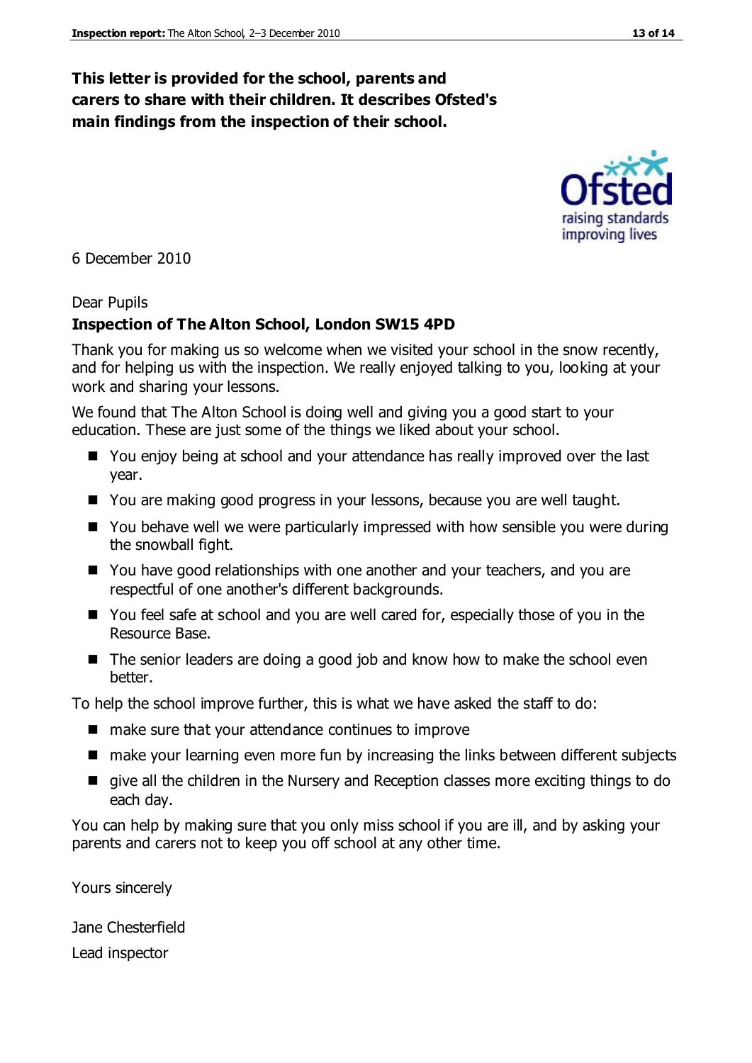**This letter is provided for the school, parents and carers to share with their children. It describes Ofsted's main findings from the inspection of their school.**

6 December 2010

Dear Pupils

**Inspection of The Alton School, London SW15 4PD**

Thank you for making us so welcome when we visited your school in the snow recently, and for helping us with the inspection. We really enjoyed talking to you, looking at your work and sharing your lessons.

We found that The Alton School is doing well and giving you a good start to your education. These are just some of the things we liked about your school.

- You enjoy being at school and your attendance has really improved over the last year.
- You are making good progress in your lessons, because you are well taught.
- You behave well we were particularly impressed with how sensible you were during the snowball fight.
- You have good relationships with one another and your teachers, and you are respectful of one another's different backgrounds.
- You feel safe at school and you are well cared for, especially those of you in the Resource Base.
- The senior leaders are doing a good job and know how to make the school even better.

To help the school improve further, this is what we have asked the staff to do:

- make sure that your attendance continues to improve
- make your learning even more fun by increasing the links between different subjects
- give all the children in the Nursery and Reception classes more exciting things to do each day.

You can help by making sure that you only miss school if you are ill, and by asking your parents and carers not to keep you off school at any other time.

Yours sincerely

Jane Chesterfield

Lead inspector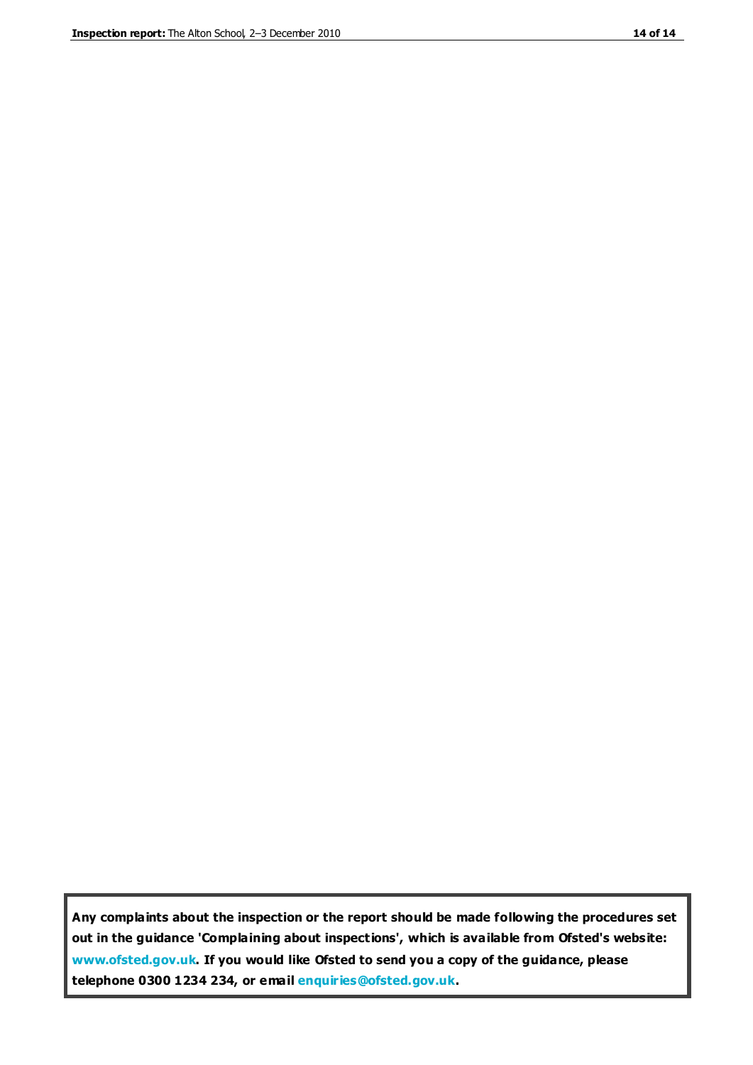**Any complaints about the inspection or the report should be made following the procedures set out in the guidance 'Complaining about inspections', which is available from Ofsted's website: www.ofsted.gov.uk. If you would like Ofsted to send you a copy of the guidance, please telephone 0300 1234 234, or email enquiries@ofsted.gov.uk.**